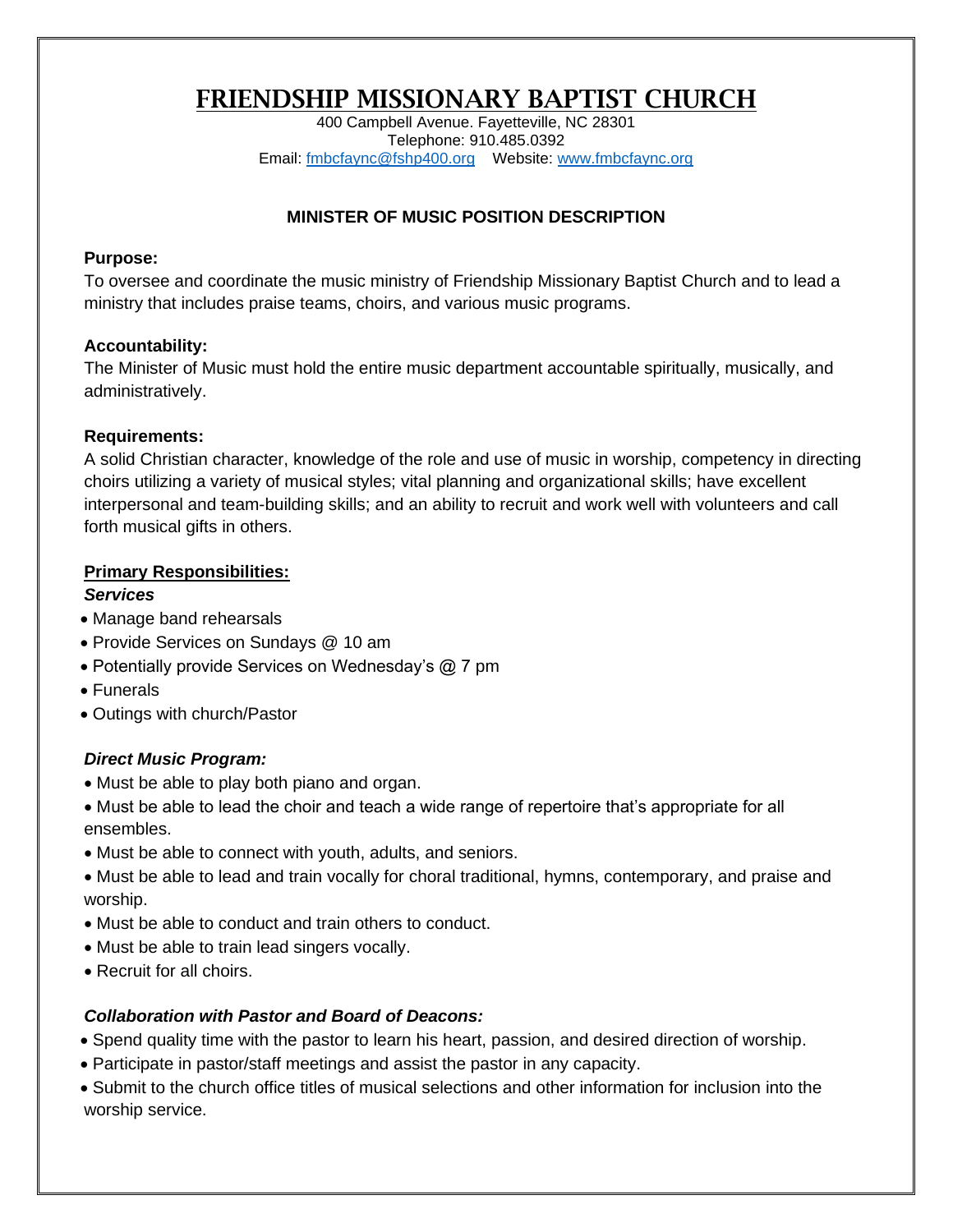# FRIENDSHIP MISSIONARY BAPTIST CHURCH

400 Campbell Avenue. Fayetteville, NC 28301
Telephone: 910.485.0392
Email: fmbcfaync@fshp400.org  Website: www.fmbcfaync.org

## MINISTER OF MUSIC POSITION DESCRIPTION

**Purpose:**
To oversee and coordinate the music ministry of Friendship Missionary Baptist Church and to lead a ministry that includes praise teams, choirs, and various music programs.

**Accountability:**
The Minister of Music must hold the entire music department accountable spiritually, musically, and administratively.

**Requirements:**
A solid Christian character, knowledge of the role and use of music in worship, competency in directing choirs utilizing a variety of musical styles; vital planning and organizational skills; have excellent interpersonal and team-building skills; and an ability to recruit and work well with volunteers and call forth musical gifts in others.

**Primary Responsibilities:**

***Services***

- Manage band rehearsals
- Provide Services on Sundays @ 10 am
- Potentially provide Services on Wednesday's @ 7 pm
- Funerals
- Outings with church/Pastor

***Direct Music Program:***

- Must be able to play both piano and organ.
- Must be able to lead the choir and teach a wide range of repertoire that's appropriate for all ensembles.
- Must be able to connect with youth, adults, and seniors.
- Must be able to lead and train vocally for choral traditional, hymns, contemporary, and praise and worship.
- Must be able to conduct and train others to conduct.
- Must be able to train lead singers vocally.
- Recruit for all choirs.

***Collaboration with Pastor and Board of Deacons:***

- Spend quality time with the pastor to learn his heart, passion, and desired direction of worship.
- Participate in pastor/staff meetings and assist the pastor in any capacity.
- Submit to the church office titles of musical selections and other information for inclusion into the worship service.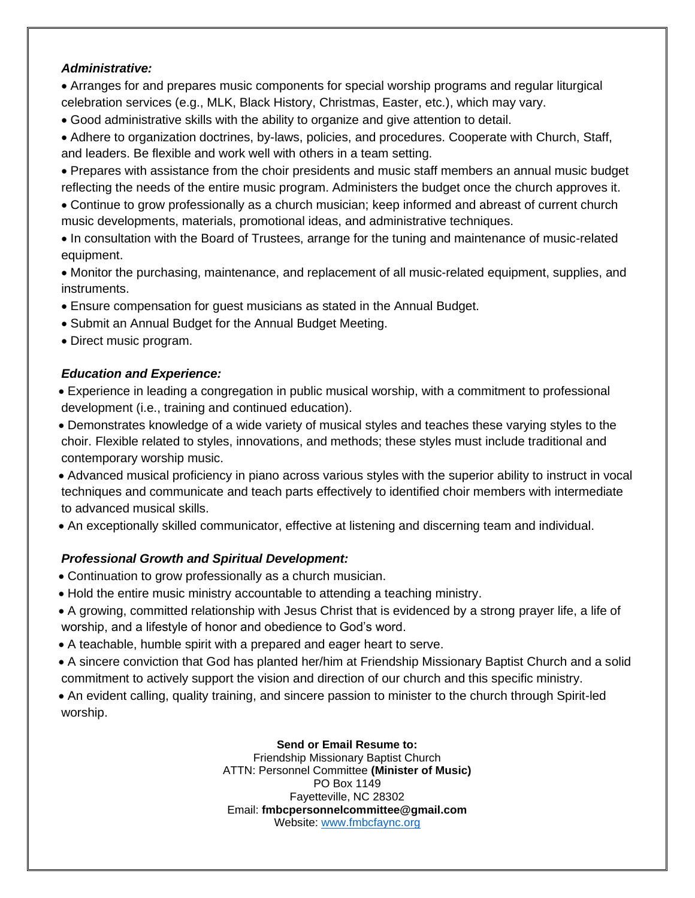***Administrative:***

- Arranges for and prepares music components for special worship programs and regular liturgical celebration services (e.g., MLK, Black History, Christmas, Easter, etc.), which may vary.
- Good administrative skills with the ability to organize and give attention to detail.
- Adhere to organization doctrines, by-laws, policies, and procedures. Cooperate with Church, Staff, and leaders. Be flexible and work well with others in a team setting.
- Prepares with assistance from the choir presidents and music staff members an annual music budget reflecting the needs of the entire music program. Administers the budget once the church approves it.
- Continue to grow professionally as a church musician; keep informed and abreast of current church music developments, materials, promotional ideas, and administrative techniques.
- In consultation with the Board of Trustees, arrange for the tuning and maintenance of music-related equipment.
- Monitor the purchasing, maintenance, and replacement of all music-related equipment, supplies, and instruments.
- Ensure compensation for guest musicians as stated in the Annual Budget.
- Submit an Annual Budget for the Annual Budget Meeting.
- Direct music program.

***Education and Experience:***

- Experience in leading a congregation in public musical worship, with a commitment to professional development (i.e., training and continued education).
- Demonstrates knowledge of a wide variety of musical styles and teaches these varying styles to the choir. Flexible related to styles, innovations, and methods; these styles must include traditional and contemporary worship music.
- Advanced musical proficiency in piano across various styles with the superior ability to instruct in vocal techniques and communicate and teach parts effectively to identified choir members with intermediate to advanced musical skills.
- An exceptionally skilled communicator, effective at listening and discerning team and individual.

***Professional Growth and Spiritual Development:***

- Continuation to grow professionally as a church musician.
- Hold the entire music ministry accountable to attending a teaching ministry.
- A growing, committed relationship with Jesus Christ that is evidenced by a strong prayer life, a life of worship, and a lifestyle of honor and obedience to God's word.
- A teachable, humble spirit with a prepared and eager heart to serve.
- A sincere conviction that God has planted her/him at Friendship Missionary Baptist Church and a solid commitment to actively support the vision and direction of our church and this specific ministry.
- An evident calling, quality training, and sincere passion to minister to the church through Spirit-led worship.

**Send or Email Resume to:**
Friendship Missionary Baptist Church
ATTN: Personnel Committee **(Minister of Music)**
PO Box 1149
Fayetteville, NC 28302
Email: **fmbcpersonnelcommittee@gmail.com**
Website: [www.fmbcfaync.org](http://www.fmbcfaync.org)